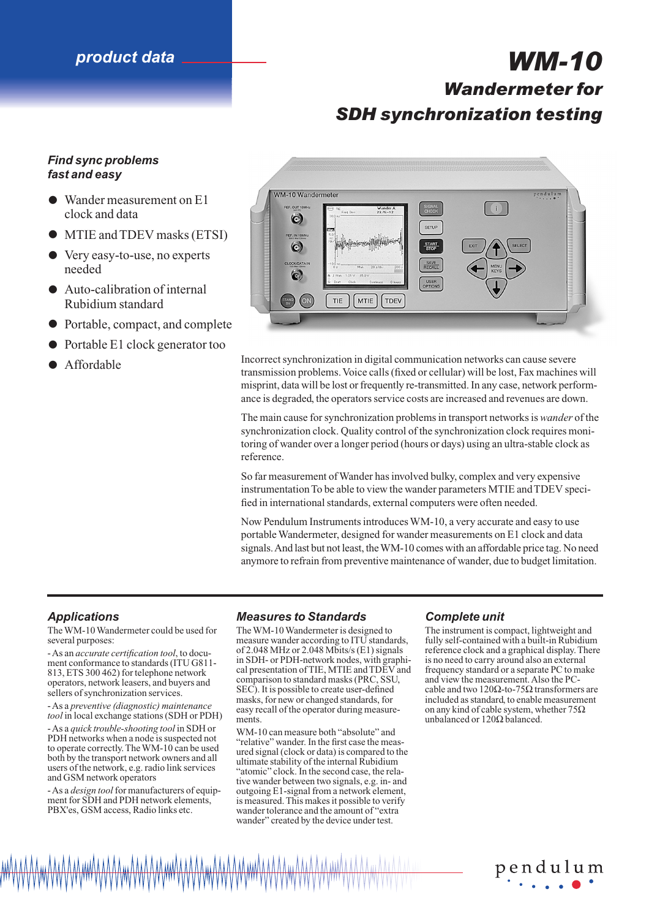product data

# WM-10

## Wandermeter for SDH synchronization testing

### *Find sync problems fast and easy*

- Wander measurement on E1 clock and data
- MTIE and TDEV masks (ETSI)
- Very easy-to-use, no experts needed
- Auto-calibration of internal Rubidium standard
- Portable, compact, and complete
- Portable E1 clock generator too
- Affordable

Incorrect synchronization in digital communication networks can cause severe transmission problems. Voice calls (fixed or cellular) will be lost, Fax machines will misprint, data will be lost or frequently re-transmitted. In any case, network performance is degraded, the operators service costs are increased and revenues are down.

The main cause for synchronization problems in transport networks is *wander* of the synchronization clock. Quality control of the synchronization clock requires monitoring of wander over a longer period (hours or days) using an ultra-stable clock as reference.

So far measurement of Wander has involved bulky, complex and very expensive instrumentation To be able to view the wander parameters MTIE and TDEV specified in international standards, external computers were often needed.

Now Pendulum Instruments introduces WM-10, a very accurate and easy to use portable Wandermeter, designed for wander measurements on E1 clock and data signals. And last but not least, the WM-10 comes with an affordable price tag. No need anymore to refrain from preventive maintenance of wander, due to budget limitation.

### Applications

The WM-10 Wandermeter could be used for several purposes:

- As an *accurate certification tool*, to document conformance to standards (ITU G811-813, ETS 300 462) for telephone network operators, network leasers, and buyers and sellers of synchronization services.

- As a *preventive (diagnostic) maintenance tool* in local exchange stations (SDH or PDH)

- As a *quick trouble-shooting tool* in SDH or PDH networks when a node is suspected not to operate correctly. The WM-10 can be used both by the transport network owners and all users of the network, e.g. radio link services and GSM network operators

- As a *design tool* for manufacturers of equipment for SDH and PDH network elements, PBX'es, GSM access, Radio links etc.

### Measures to Standards

The WM-10 Wandermeter is designed to measure wander according to ITU standards, of 2.048 MHz or 2.048 Mbits/s (E1) signals in SDH- or PDH-network nodes, with graphical presentation of TIE, MTIE and TDEV and comparison to standard masks (PRC, SSU, SEC). It is possible to create user-defined masks, for new or changed standards, for easy recall of the operator during measurements.

WM-10 can measure both "absolute" and "relative" wander. In the first case the measured signal (clock or data) is compared to the ultimate stability of the internal Rubidium "atomic" clock. In the second case, the relative wander between two signals, e.g. in- and outgoing E1-signal from a network element, is measured. This makes it possible to verify wander tolerance and the amount of "extra wander" created by the device under test.

### Complete unit

The instrument is compact, lightweight and fully self-contained with a built-in Rubidium reference clock and a graphical display. There is no need to carry around also an external frequency standard or a separate PC to make and view the measurement. Also the PC-cable and two 120Ω-to-75Ω transformers are included as standard, to enable measurement on any kind of cable system, whether 75Ω unbalanced or 120Ω balanced.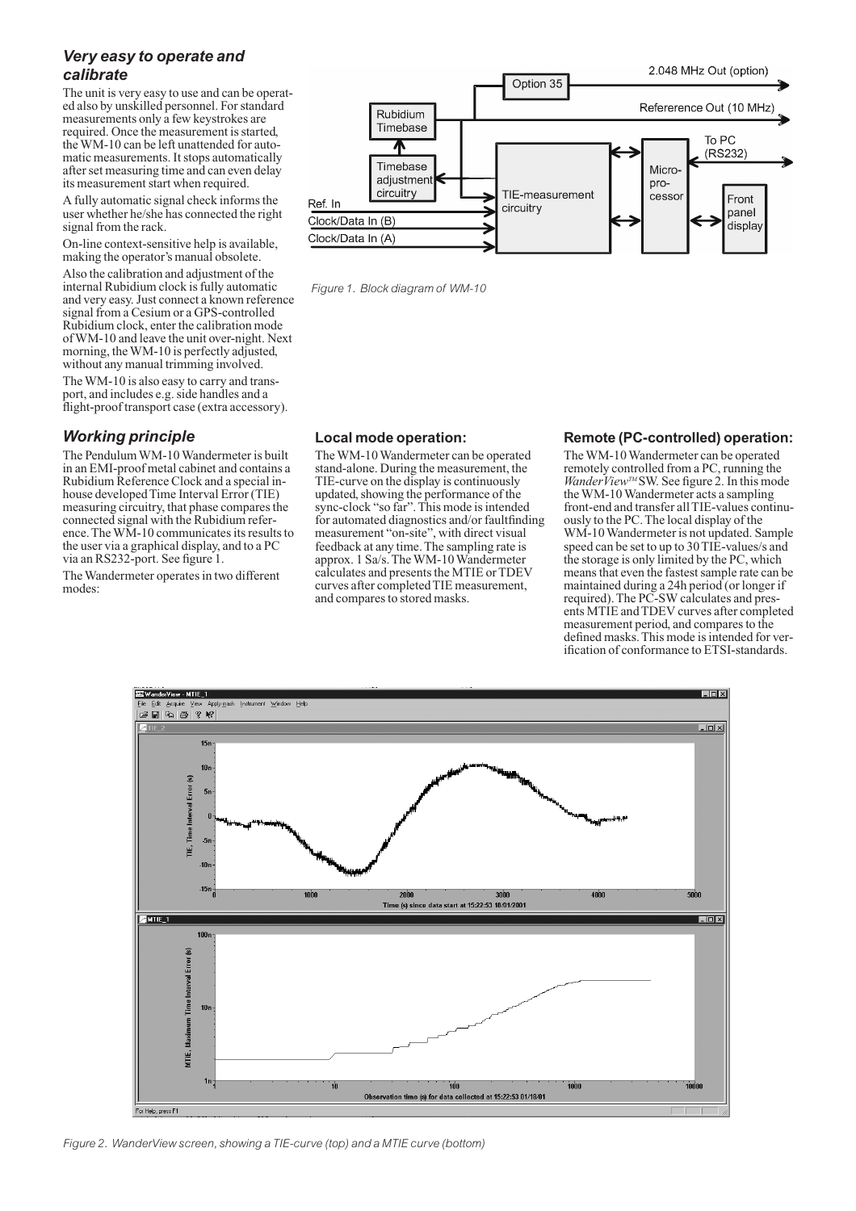### *Very easy to operate and calibrate*

The unit is very easy to use and can be operated also by unskilled personnel. For standard measurements only a few keystrokes are required. Once the measurement is started, the WM-10 can be left unattended for automatic measurements. It stops automatically after set measuring time and can even delay its measurement start when required.

A fully automatic signal check informs the user whether he/she has connected the right signal from the rack.

On-line context-sensitive help is available, making the operator's manual obsolete.

Also the calibration and adjustment of the internal Rubidium clock is fully automatic and very easy. Just connect a known reference signal from a Cesium or a GPS-controlled Rubidium clock, enter the calibration mode of WM-10 and leave the unit over-night. Next morning, the WM-10 is perfectly adjusted, without any manual trimming involved.

The WM-10 is also easy to carry and transport, and includes e.g. side handles and a flight-proof transport case (extra accessory).

*Figure 1. Block diagram of WM-10*

### *Working principle*

The Pendulum WM-10 Wandermeter is built in an EMI-proof metal cabinet and contains a Rubidium Reference Clock and a special in-house developed Time Interval Error (TIE) measuring circuitry, that phase compares the connected signal with the Rubidium reference. The WM-10 communicates its results to the user via a graphical display, and to a PC via an RS232-port. See figure 1.

The Wandermeter operates in two different modes:

### Local mode operation:

The WM-10 Wandermeter can be operated stand-alone. During the measurement, the TIE-curve on the display is continuously updated, showing the performance of the sync-clock "so far". This mode is intended for automated diagnostics and/or faultfinding measurement "on-site", with direct visual feedback at any time. The sampling rate is approx. 1 Sa/s. The WM-10 Wandermeter calculates and presents the MTIE or TDEV curves after completed TIE measurement, and compares to stored masks.

### Remote (PC-controlled) operation:

The WM-10 Wandermeter can be operated remotely controlled from a PC, running the *WanderView*™ SW. See figure 2. In this mode the WM-10 Wandermeter acts a sampling front-end and transfer all TIE-values continuously to the PC. The local display of the WM-10 Wandermeter is not updated. Sample speed can be set to up to 30 TIE-values/s and the storage is only limited by the PC, which means that even the fastest sample rate can be maintained during a 24h period (or longer if required). The PC-SW calculates and presents MTIE and TDEV curves after completed measurement period, and compares to the defined masks. This mode is intended for verification of conformance to ETSI-standards.

*Figure 2. WanderView screen, showing a TIE-curve (top) and a MTIE curve (bottom)*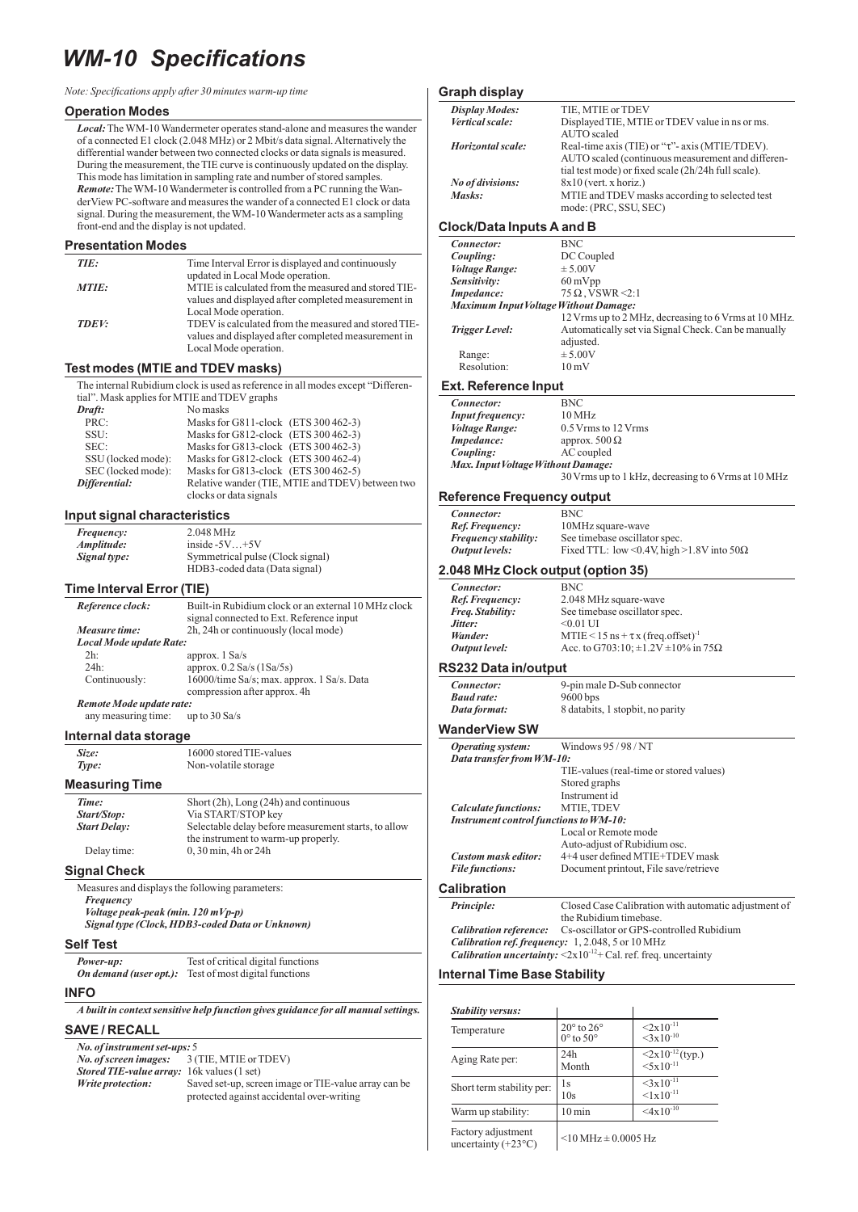# *WM-10 Specifications*

*Note: Specifications apply after 30 minutes warm-up time*

### Operation Modes

***Local:*** The WM-10 Wandermeter operates stand-alone and measures the wander of a connected E1 clock (2.048 MHz) or 2 Mbit/s data signal. Alternatively the differential wander between two connected clocks or data signals is measured. During the measurement, the TIE curve is continuously updated on the display. This mode has limitation in sampling rate and number of stored samples.

***Remote:*** The WM-10 Wandermeter is controlled from a PC running the WanderView PC-software and measures the wander of a connected E1 clock or data signal. During the measurement, the WM-10 Wandermeter acts as a sampling front-end and the display is not updated.

### Presentation Modes

| | |
|---|---|
| ***TIE:*** | Time Interval Error is displayed and continuously updated in Local Mode operation. |
| ***MTIE:*** | MTIE is calculated from the measured and stored TIE-values and displayed after completed measurement in Local Mode operation. |
| ***TDEV:*** | TDEV is calculated from the measured and stored TIE-values and displayed after completed measurement in Local Mode operation. |

### Test modes (MTIE and TDEV masks)

The internal Rubidium clock is used as reference in all modes except "Differential". Mask applies for MTIE and TDEV graphs

| | |
|---|---|
| ***Draft:*** | No masks |
| PRC: | Masks for G811-clock (ETS 300 462-3) |
| SSU: | Masks for G812-clock (ETS 300 462-3) |
| SEC: | Masks for G813-clock (ETS 300 462-3) |
| SSU (locked mode): | Masks for G812-clock (ETS 300 462-4) |
| SEC (locked mode): | Masks for G813-clock (ETS 300 462-5) |
| ***Differential:*** | Relative wander (TIE, MTIE and TDEV) between two clocks or data signals |

### Input signal characteristics

| | |
|---|---|
| ***Frequency:*** | 2.048 MHz |
| ***Amplitude:*** | inside -5V…+5V |
| ***Signal type:*** | Symmetrical pulse (Clock signal)<br>HDB3-coded data (Data signal) |

### Time Interval Error (TIE)

| | |
|---|---|
| ***Reference clock:*** | Built-in Rubidium clock or an external 10 MHz clock signal connected to Ext. Reference input |
| ***Measure time:*** | 2h, 24h or continuously (local mode) |
| ***Local Mode update Rate:*** | |
| 2h: | approx. 1 Sa/s |
| 24h: | approx. 0.2 Sa/s (1Sa/5s) |
| Continuously: | 16000/time Sa/s; max. approx. 1 Sa/s. Data compression after approx. 4h |
| ***Remote Mode update rate:*** | |
| any measuring time: | up to 30 Sa/s |

### Internal data storage

| | |
|---|---|
| ***Size:*** | 16000 stored TIE-values |
| ***Type:*** | Non-volatile storage |

### Measuring Time

| | |
|---|---|
| ***Time:*** | Short (2h), Long (24h) and continuous |
| ***Start/Stop:*** | Via START/STOP key |
| ***Start Delay:*** | Selectable delay before measurement starts, to allow the instrument to warm-up properly. |
| Delay time: | 0, 30 min, 4h or 24h |

### Signal Check

Measures and displays the following parameters:

***Frequency***
***Voltage peak-peak (min. 120 mVp-p)***
***Signal type (Clock, HDB3-coded Data or Unknown)***

### Self Test

| | |
|---|---|
| ***Power-up:*** | Test of critical digital functions |
| ***On demand (user opt.):*** | Test of most digital functions |

### INFO

***A built in context sensitive help function gives guidance for all manual settings.***

### SAVE / RECALL

| | |
|---|---|
| ***No. of instrument set-ups:*** | 5 |
| ***No. of screen images:*** | 3 (TIE, MTIE or TDEV) |
| ***Stored TIE-value array:*** | 16k values (1 set) |
| ***Write protection:*** | Saved set-up, screen image or TIE-value array can be protected against accidental over-writing |

### Graph display

| | |
|---|---|
| ***Display Modes:*** | TIE, MTIE or TDEV |
| ***Vertical scale:*** | Displayed TIE, MTIE or TDEV value in ns or ms. AUTO scaled |
| ***Horizontal scale:*** | Real-time axis (TIE) or "τ"- axis (MTIE/TDEV). AUTO scaled (continuous measurement and differential test mode) or fixed scale (2h/24h full scale). |
| ***No of divisions:*** | 8x10 (vert. x horiz.) |
| ***Masks:*** | MTIE and TDEV masks according to selected test mode: (PRC, SSU, SEC) |

### Clock/Data Inputs A and B

| | |
|---|---|
| ***Connector:*** | BNC |
| ***Coupling:*** | DC Coupled |
| ***Voltage Range:*** | ± 5.00V |
| ***Sensitivity:*** | 60 mVpp |
| ***Impedance:*** | 75 Ω , VSWR <2:1 |
| ***Maximum Input Voltage Without Damage:*** | |
| | 12 Vrms up to 2 MHz, decreasing to 6 Vrms at 10 MHz. |
| ***Trigger Level:*** | Automatically set via Signal Check. Can be manually adjusted. |
| Range: | ± 5.00V |
| Resolution: | 10 mV |

### Ext. Reference Input

| | |
|---|---|
| ***Connector:*** | BNC |
| ***Input frequency:*** | 10 MHz |
| ***Voltage Range:*** | 0.5 Vrms to 12 Vrms |
| ***Impedance:*** | approx. 500 Ω |
| ***Coupling:*** | AC coupled |
| ***Max. Input Voltage Without Damage:*** | |
| | 30 Vrms up to 1 kHz, decreasing to 6 Vrms at 10 MHz |

### Reference Frequency output

| | |
|---|---|
| ***Connector:*** | BNC |
| ***Ref. Frequency:*** | 10MHz square-wave |
| ***Frequency stability:*** | See timebase oscillator spec. |
| ***Output levels:*** | Fixed TTL: low <0.4V, high >1.8V into 50Ω |

### 2.048 MHz Clock output (option 35)

| | |
|---|---|
| ***Connector:*** | BNC |
| ***Ref. Frequency:*** | 2.048 MHz square-wave |
| ***Freq. Stability:*** | See timebase oscillator spec. |
| ***Jitter:*** | <0.01 UI |
| ***Wander:*** | MTIE < 15 ns + $\tau$ x (freq.offset)$^{-1}$ |
| ***Output level:*** | Acc. to G703:10; ±1.2V ±10% in 75Ω |

### RS232 Data in/output

| | |
|---|---|
| ***Connector:*** | 9-pin male D-Sub connector |
| ***Baud rate:*** | 9600 bps |
| ***Data format:*** | 8 databits, 1 stopbit, no parity |

### WanderView SW

| | |
|---|---|
| ***Operating system:*** | Windows 95 / 98 / NT |
| ***Data transfer from WM-10:*** | |
| | TIE-values (real-time or stored values) |
| | Stored graphs |
| | Instrument id |
| ***Calculate functions:*** | MTIE, TDEV |
| ***Instrument control functions to WM-10:*** | |
| | Local or Remote mode |
| | Auto-adjust of Rubidium osc. |
| ***Custom mask editor:*** | 4+4 user defined MTIE+TDEV mask |
| ***File functions:*** | Document printout, File save/retrieve |

### Calibration

| | |
|---|---|
| ***Principle:*** | Closed Case Calibration with automatic adjustment of the Rubidium timebase. |
| ***Calibration reference:*** | Cs-oscillator or GPS-controlled Rubidium |
| ***Calibration ref. frequency:*** | 1, 2.048, 5 or 10 MHz |
| ***Calibration uncertainty:*** | $<2\times10^{-12}$ + Cal. ref. freq. uncertainty |

### Internal Time Base Stability

| ***Stability versus:*** | | |
|---|---|---|
| Temperature | 20° to 26°<br>0° to 50° | $<2\times10^{-11}$<br>$<3\times10^{-10}$ |
| Aging Rate per: | 24h<br>Month | $<2\times10^{-12}$ (typ.)<br>$<5\times10^{-11}$ |
| Short term stability per: | 1s<br>10s | $<3\times10^{-11}$<br>$<1\times10^{-11}$ |
| Warm up stability: | 10 min | $<4\times10^{-10}$ |
| Factory adjustment uncertainty (+23°C) | <10 MHz ± 0.0005 Hz | |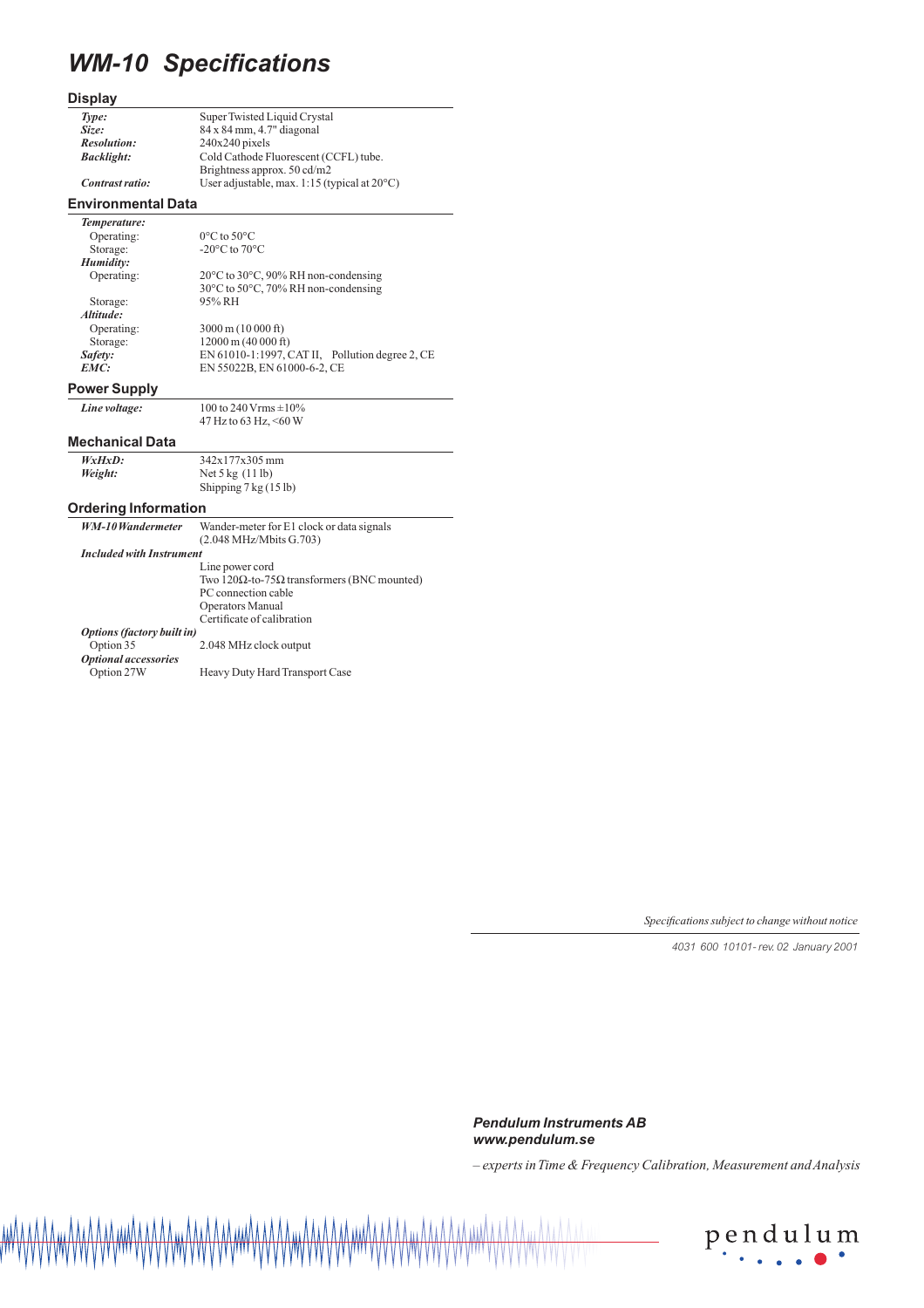# WM-10 Specifications

## Display

| | |
|---|---|
| ***Type:*** | Super Twisted Liquid Crystal |
| ***Size:*** | 84 x 84 mm, 4.7" diagonal |
| ***Resolution:*** | 240x240 pixels |
| ***Backlight:*** | Cold Cathode Fluorescent (CCFL) tube. Brightness approx. 50 cd/m2 |
| ***Contrast ratio:*** | User adjustable, max. 1:15 (typical at 20°C) |

## Environmental Data

| | |
|---|---|
| ***Temperature:*** | |
| Operating: | 0°C to 50°C |
| Storage: | -20°C to 70°C |
| ***Humidity:*** | |
| Operating: | 20°C to 30°C, 90% RH non-condensing<br>30°C to 50°C, 70% RH non-condensing |
| Storage: | 95% RH |
| ***Altitude:*** | |
| Operating: | 3000 m (10 000 ft) |
| Storage: | 12000 m (40 000 ft) |
| ***Safety:*** | EN 61010-1:1997, CAT II, Pollution degree 2, CE |
| ***EMC:*** | EN 55022B, EN 61000-6-2, CE |

## Power Supply

| | |
|---|---|
| ***Line voltage:*** | 100 to 240 Vrms ±10%<br>47 Hz to 63 Hz, <60 W |

## Mechanical Data

| | |
|---|---|
| ***WxHxD:*** | 342x177x305 mm |
| ***Weight:*** | Net 5 kg (11 lb)<br>Shipping 7 kg (15 lb) |

## Ordering Information

| | |
|---|---|
| ***WM-10 Wandermeter*** | Wander-meter for E1 clock or data signals (2.048 MHz/Mbits G.703) |
| ***Included with Instrument*** | |
| | Line power cord<br>Two 120Ω-to-75Ω transformers (BNC mounted)<br>PC connection cable<br>Operators Manual<br>Certificate of calibration |
| ***Options (factory built in)*** | |
| Option 35 | 2.048 MHz clock output |
| ***Optional accessories*** | |
| Option 27W | Heavy Duty Hard Transport Case |

*Specifications subject to change without notice*

*4031 600 10101- rev. 02 January 2001*

***Pendulum Instruments AB***
***www.pendulum.se***

*– experts in Time & Frequency Calibration, Measurement and Analysis*

pendulum